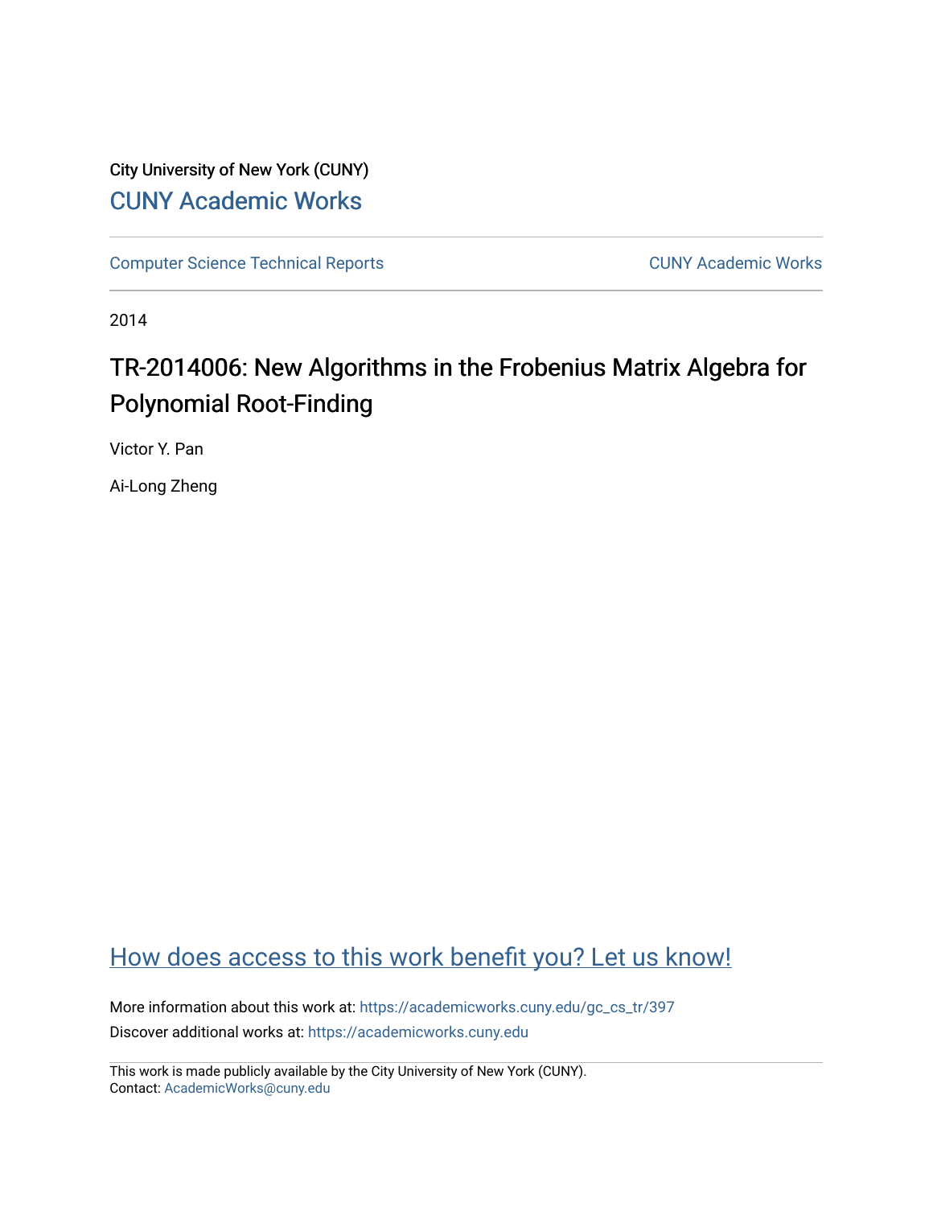City University of New York (CUNY)

CUNY Academic Works

Computer Science Technical Reports

CUNY Academic Works

2014

# TR-2014006: New Algorithms in the Frobenius Matrix Algebra for Polynomial Root-Finding

Victor Y. Pan

Ai-Long Zheng

How does access to this work benefit you? Let us know!

More information about this work at: https://academicworks.cuny.edu/gc_cs_tr/397

Discover additional works at: https://academicworks.cuny.edu

This work is made publicly available by the City University of New York (CUNY).
Contact: AcademicWorks@cuny.edu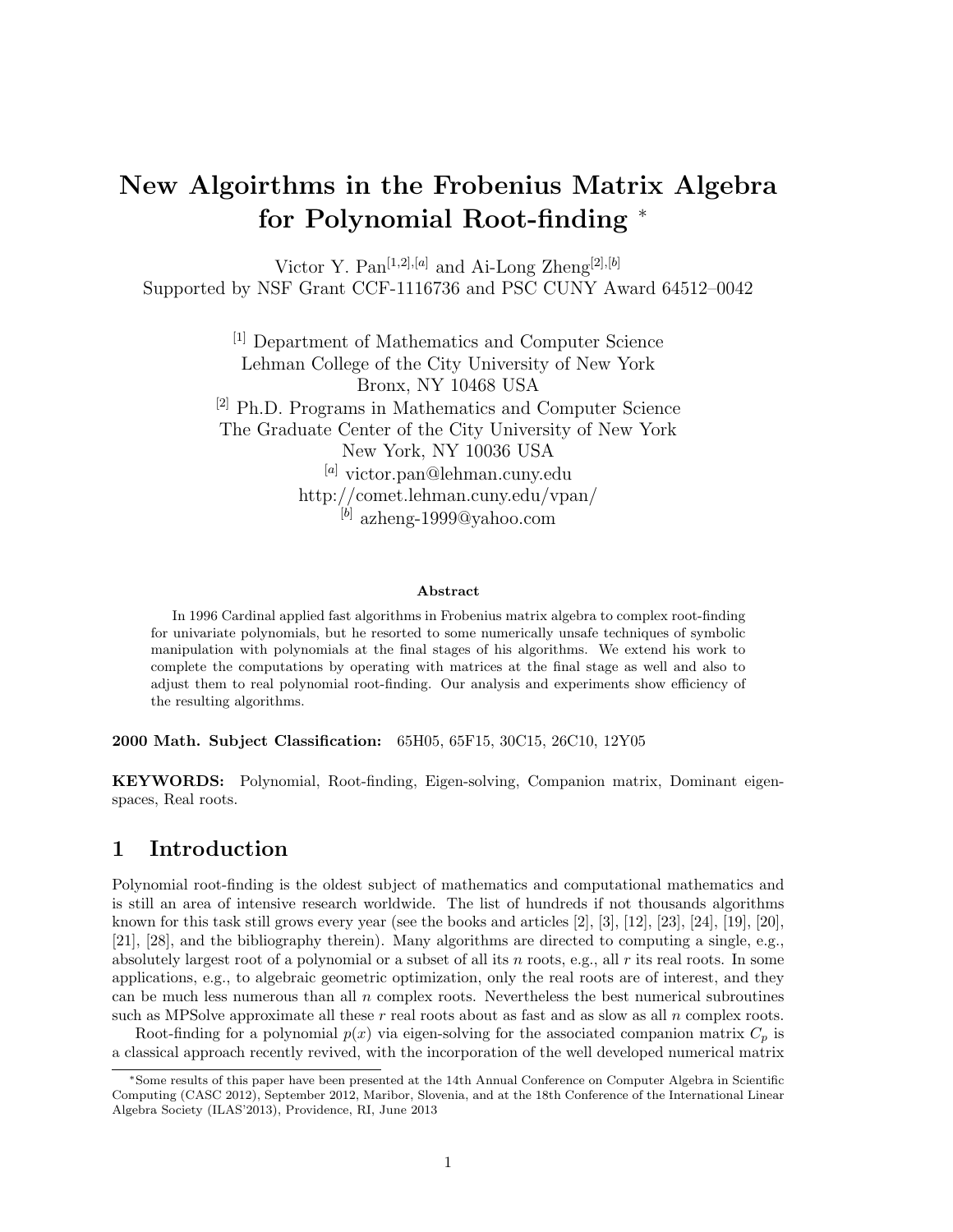# New Algoirthms in the Frobenius Matrix Algebra for Polynomial Root-finding *

Victor Y. Pan[1,2],[a] and Ai-Long Zheng[2],[b]
Supported by NSF Grant CCF-1116736 and PSC CUNY Award 64512–0042

[1] Department of Mathematics and Computer Science
Lehman College of the City University of New York
Bronx, NY 10468 USA
[2] Ph.D. Programs in Mathematics and Computer Science
The Graduate Center of the City University of New York
New York, NY 10036 USA
[a] victor.pan@lehman.cuny.edu
http://comet.lehman.cuny.edu/vpan/
[b] azheng-1999@yahoo.com

#### Abstract

In 1996 Cardinal applied fast algorithms in Frobenius matrix algebra to complex root-finding for univariate polynomials, but he resorted to some numerically unsafe techniques of symbolic manipulation with polynomials at the final stages of his algorithms. We extend his work to complete the computations by operating with matrices at the final stage as well and also to adjust them to real polynomial root-finding. Our analysis and experiments show efficiency of the resulting algorithms.

**2000 Math. Subject Classification:** 65H05, 65F15, 30C15, 26C10, 12Y05

**KEYWORDS:** Polynomial, Root-finding, Eigen-solving, Companion matrix, Dominant eigenspaces, Real roots.

## 1 Introduction

Polynomial root-finding is the oldest subject of mathematics and computational mathematics and is still an area of intensive research worldwide. The list of hundreds if not thousands algorithms known for this task still grows every year (see the books and articles [2], [3], [12], [23], [24], [19], [20], [21], [28], and the bibliography therein). Many algorithms are directed to computing a single, e.g., absolutely largest root of a polynomial or a subset of all its $n$ roots, e.g., all $r$ its real roots. In some applications, e.g., to algebraic geometric optimization, only the real roots are of interest, and they can be much less numerous than all $n$ complex roots. Nevertheless the best numerical subroutines such as MPSolve approximate all these $r$ real roots about as fast and as slow as all $n$ complex roots.

Root-finding for a polynomial $p(x)$ via eigen-solving for the associated companion matrix $C_p$ is a classical approach recently revived, with the incorporation of the well developed numerical matrix

*Some results of this paper have been presented at the 14th Annual Conference on Computer Algebra in Scientific Computing (CASC 2012), September 2012, Maribor, Slovenia, and at the 18th Conference of the International Linear Algebra Society (ILAS'2013), Providence, RI, June 2013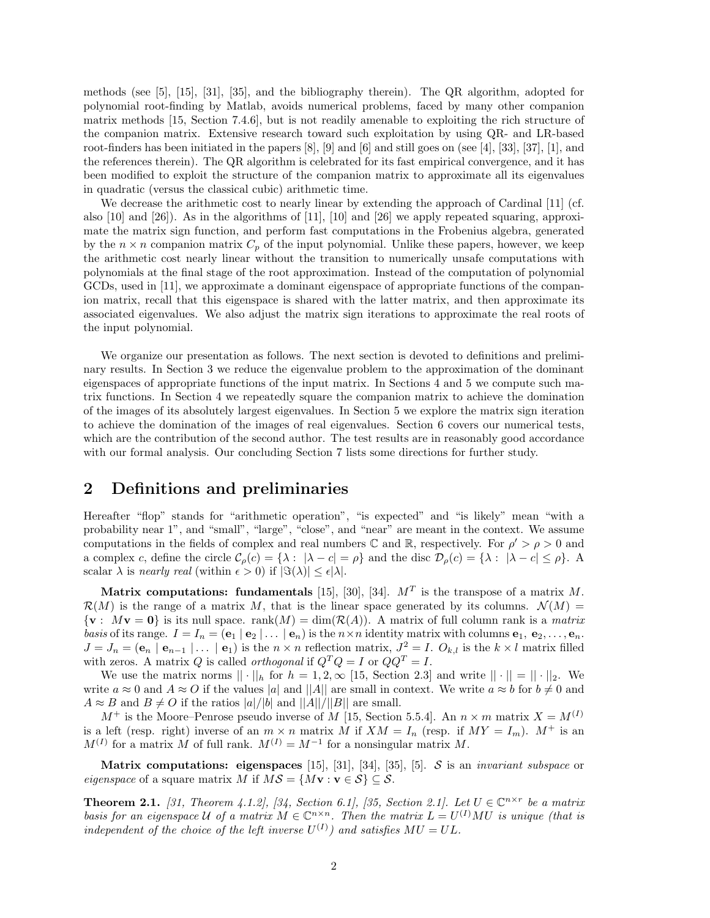methods (see [5], [15], [31], [35], and the bibliography therein). The QR algorithm, adopted for polynomial root-finding by Matlab, avoids numerical problems, faced by many other companion matrix methods [15, Section 7.4.6], but is not readily amenable to exploiting the rich structure of the companion matrix. Extensive research toward such exploitation by using QR- and LR-based root-finders has been initiated in the papers [8], [9] and [6] and still goes on (see [4], [33], [37], [1], and the references therein). The QR algorithm is celebrated for its fast empirical convergence, and it has been modified to exploit the structure of the companion matrix to approximate all its eigenvalues in quadratic (versus the classical cubic) arithmetic time.

We decrease the arithmetic cost to nearly linear by extending the approach of Cardinal [11] (cf. also [10] and [26]). As in the algorithms of [11], [10] and [26] we apply repeated squaring, approximate the matrix sign function, and perform fast computations in the Frobenius algebra, generated by the $n \times n$ companion matrix $C_p$ of the input polynomial. Unlike these papers, however, we keep the arithmetic cost nearly linear without the transition to numerically unsafe computations with polynomials at the final stage of the root approximation. Instead of the computation of polynomial GCDs, used in [11], we approximate a dominant eigenspace of appropriate functions of the companion matrix, recall that this eigenspace is shared with the latter matrix, and then approximate its associated eigenvalues. We also adjust the matrix sign iterations to approximate the real roots of the input polynomial.

We organize our presentation as follows. The next section is devoted to definitions and preliminary results. In Section 3 we reduce the eigenvalue problem to the approximation of the dominant eigenspaces of appropriate functions of the input matrix. In Sections 4 and 5 we compute such matrix functions. In Section 4 we repeatedly square the companion matrix to achieve the domination of the images of its absolutely largest eigenvalues. In Section 5 we explore the matrix sign iteration to achieve the domination of the images of real eigenvalues. Section 6 covers our numerical tests, which are the contribution of the second author. The test results are in reasonably good accordance with our formal analysis. Our concluding Section 7 lists some directions for further study.

## 2 Definitions and preliminaries

Hereafter "flop" stands for "arithmetic operation", "is expected" and "is likely" mean "with a probability near 1", and "small", "large", "close", and "near" are meant in the context. We assume computations in the fields of complex and real numbers $\mathbb{C}$ and $\mathbb{R}$, respectively. For $\rho' > \rho > 0$ and a complex $c$, define the circle $\mathcal{C}_\rho(c) = \{\lambda : \ |\lambda - c| = \rho\}$ and the disc $\mathcal{D}_\rho(c) = \{\lambda : \ |\lambda - c| \leq \rho\}$. A scalar $\lambda$ is *nearly real* (within $\epsilon > 0$) if $|\Im(\lambda)| \leq \epsilon|\lambda|$.

**Matrix computations: fundamentals** [15], [30], [34]. $M^T$ is the transpose of a matrix $M$. $\mathcal{R}(M)$ is the range of a matrix $M$, that is the linear space generated by its columns. $\mathcal{N}(M) = \{\mathbf{v} : \ M\mathbf{v} = \mathbf{0}\}$ is its null space. $\text{rank}(M) = \dim(\mathcal{R}(A))$. A matrix of full column rank is a *matrix basis* of its range. $I = I_n = (\mathbf{e}_1 \mid \mathbf{e}_2 \mid \ldots \mid \mathbf{e}_n)$ is the $n \times n$ identity matrix with columns $\mathbf{e}_1, \mathbf{e}_2, \ldots, \mathbf{e}_n$. $J = J_n = (\mathbf{e}_n \mid \mathbf{e}_{n-1} \mid \ldots \mid \mathbf{e}_1)$ is the $n \times n$ reflection matrix, $J^2 = I$. $O_{k,l}$ is the $k \times l$ matrix filled with zeros. A matrix $Q$ is called *orthogonal* if $Q^T Q = I$ or $QQ^T = I$.

We use the matrix norms $|| \cdot ||_h$ for $h = 1, 2, \infty$ [15, Section 2.3] and write $|| \cdot || = || \cdot ||_2$. We write $a \approx 0$ and $A \approx O$ if the values $|a|$ and $||A||$ are small in context. We write $a \approx b$ for $b \neq 0$ and $A \approx B$ and $B \neq O$ if the ratios $|a|/|b|$ and $||A||/||B||$ are small.

$M^+$ is the Moore–Penrose pseudo inverse of $M$ [15, Section 5.5.4]. An $n \times m$ matrix $X = M^{(I)}$ is a left (resp. right) inverse of an $m \times n$ matrix $M$ if $XM = I_n$ (resp. if $MY = I_m$). $M^+$ is an $M^{(I)}$ for a matrix $M$ of full rank. $M^{(I)} = M^{-1}$ for a nonsingular matrix $M$.

**Matrix computations: eigenspaces** [15], [31], [34], [35], [5]. $\mathcal{S}$ is an *invariant subspace* or *eigenspace* of a square matrix $M$ if $M\mathcal{S} = \{M\mathbf{v} : \mathbf{v} \in \mathcal{S}\} \subseteq \mathcal{S}$.

**Theorem 2.1.** *[31, Theorem 4.1.2], [34, Section 6.1], [35, Section 2.1]. Let $U \in \mathbb{C}^{n \times r}$ be a matrix basis for an eigenspace $\mathcal{U}$ of a matrix $M \in \mathbb{C}^{n \times n}$. Then the matrix $L = U^{(I)}MU$ is unique (that is independent of the choice of the left inverse $U^{(I)}$) and satisfies $MU = UL$.*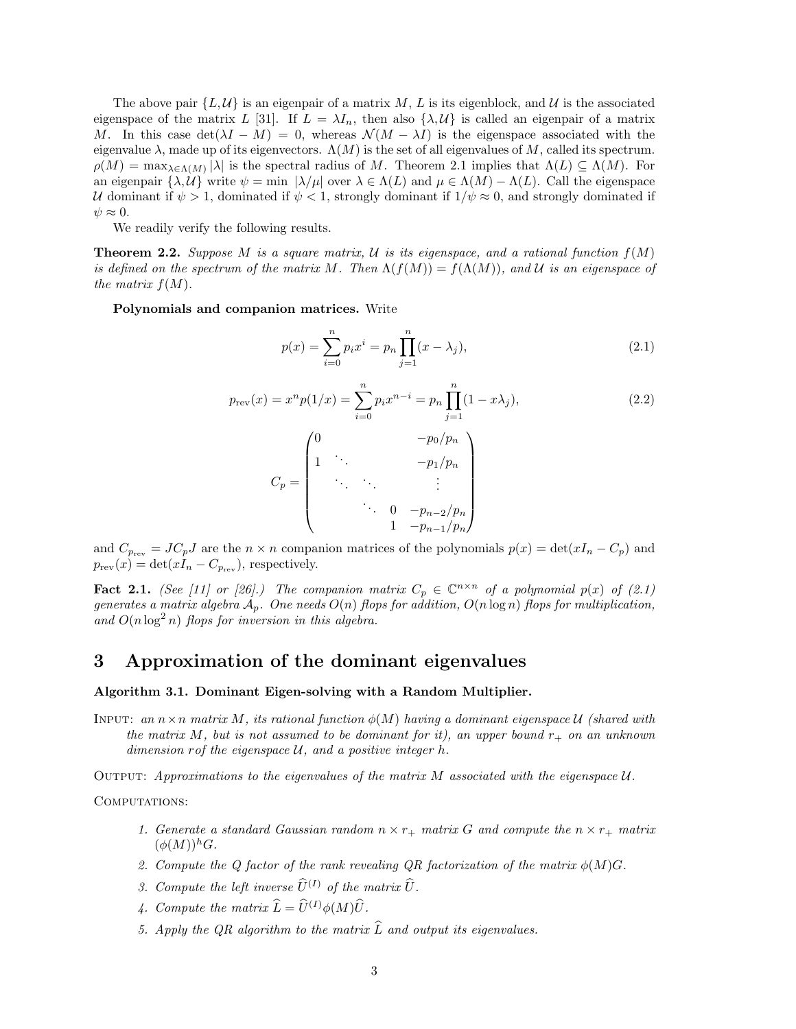The above pair $\{L,\mathcal{U}\}$ is an eigenpair of a matrix $M$, $L$ is its eigenblock, and $\mathcal{U}$ is the associated eigenspace of the matrix $L$ [31]. If $L = \lambda I_n$, then also $\{\lambda,\mathcal{U}\}$ is called an eigenpair of a matrix $M$. In this case $\det(\lambda I - M) = 0$, whereas $\mathcal{N}(M - \lambda I)$ is the eigenspace associated with the eigenvalue $\lambda$, made up of its eigenvectors. $\Lambda(M)$ is the set of all eigenvalues of $M$, called its spectrum. $\rho(M) = \max_{\lambda\in\Lambda(M)} |\lambda|$ is the spectral radius of $M$. Theorem 2.1 implies that $\Lambda(L) \subseteq \Lambda(M)$. For an eigenpair $\{\lambda,\mathcal{U}\}$ write $\psi = \min\ |\lambda/\mu|$ over $\lambda \in \Lambda(L)$ and $\mu \in \Lambda(M) - \Lambda(L)$. Call the eigenspace $\mathcal{U}$ dominant if $\psi > 1$, dominated if $\psi < 1$, strongly dominant if $1/\psi \approx 0$, and strongly dominated if $\psi \approx 0$.

We readily verify the following results.

**Theorem 2.2.** *Suppose $M$ is a square matrix, $\mathcal{U}$ is its eigenspace, and a rational function $f(M)$ is defined on the spectrum of the matrix $M$. Then $\Lambda(f(M)) = f(\Lambda(M))$, and $\mathcal{U}$ is an eigenspace of the matrix $f(M)$.*

**Polynomials and companion matrices.** Write

$$p(x) = \sum_{i=0}^{n} p_i x^i = p_n \prod_{j=1}^{n} (x - \lambda_j), \tag{2.1}$$

$$p_{\mathrm{rev}}(x) = x^n p(1/x) = \sum_{i=0}^{n} p_i x^{n-i} = p_n \prod_{j=1}^{n} (1 - x\lambda_j), \tag{2.2}$$

$$C_p = \begin{pmatrix} 0 & & & & -p_0/p_n \\ 1 & \ddots & & & -p_1/p_n \\ & \ddots & \ddots & & \vdots \\ & & \ddots & 0 & -p_{n-2}/p_n \\ & & & 1 & -p_{n-1}/p_n \end{pmatrix}$$

and $C_{p_{\mathrm{rev}}} = JC_pJ$ are the $n \times n$ companion matrices of the polynomials $p(x) = \det(xI_n - C_p)$ and $p_{\mathrm{rev}}(x) = \det(xI_n - C_{p_{\mathrm{rev}}})$, respectively.

**Fact 2.1.** *(See [11] or [26].) The companion matrix $C_p \in \mathbb{C}^{n\times n}$ of a polynomial $p(x)$ of (2.1) generates a matrix algebra $\mathcal{A}_p$. One needs $O(n)$ flops for addition, $O(n \log n)$ flops for multiplication, and $O(n \log^2 n)$ flops for inversion in this algebra.*

# 3 Approximation of the dominant eigenvalues

**Algorithm 3.1. Dominant Eigen-solving with a Random Multiplier.**

INPUT: *an $n\times n$ matrix $M$, its rational function $\phi(M)$ having a dominant eigenspace $\mathcal{U}$ (shared with the matrix $M$, but is not assumed to be dominant for it), an upper bound $r_+$ on an unknown dimension $r$ of the eigenspace $\mathcal{U}$, and a positive integer $h$.*

OUTPUT: *Approximations to the eigenvalues of the matrix $M$ associated with the eigenspace $\mathcal{U}$.*

COMPUTATIONS:

1. *Generate a standard Gaussian random $n \times r_+$ matrix $G$ and compute the $n \times r_+$ matrix $(\phi(M))^h G$.*
2. *Compute the Q factor of the rank revealing QR factorization of the matrix $\phi(M)G$.*
3. *Compute the left inverse $\widehat{U}^{(I)}$ of the matrix $\widehat{U}$.*
4. *Compute the matrix $\widehat{L} = \widehat{U}^{(I)}\phi(M)\widehat{U}$.*
5. *Apply the QR algorithm to the matrix $\widehat{L}$ and output its eigenvalues.*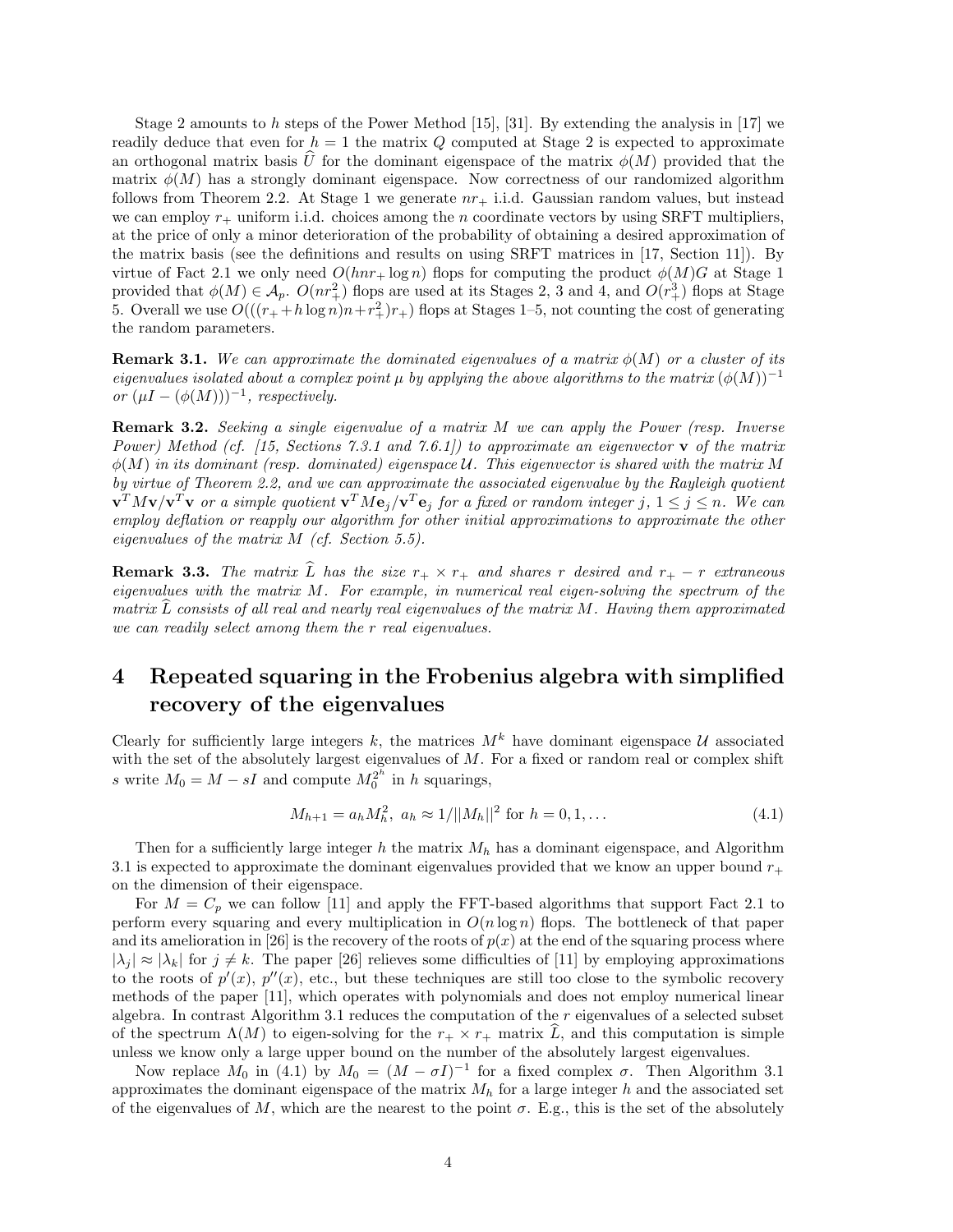Stage 2 amounts to $h$ steps of the Power Method [15], [31]. By extending the analysis in [17] we readily deduce that even for $h = 1$ the matrix $Q$ computed at Stage 2 is expected to approximate an orthogonal matrix basis $\widehat{U}$ for the dominant eigenspace of the matrix $\phi(M)$ provided that the matrix $\phi(M)$ has a strongly dominant eigenspace. Now correctness of our randomized algorithm follows from Theorem 2.2. At Stage 1 we generate $nr_+$ i.i.d. Gaussian random values, but instead we can employ $r_+$ uniform i.i.d. choices among the $n$ coordinate vectors by using SRFT multipliers, at the price of only a minor deterioration of the probability of obtaining a desired approximation of the matrix basis (see the definitions and results on using SRFT matrices in [17, Section 11]). By virtue of Fact 2.1 we only need $O(hnr_+ \log n)$ flops for computing the product $\phi(M)G$ at Stage 1 provided that $\phi(M) \in \mathcal{A}_p$. $O(nr_+^2)$ flops are used at its Stages 2, 3 and 4, and $O(r_+^3)$ flops at Stage 5. Overall we use $O(((r_+ + h \log n)n + r_+^2)r_+)$ flops at Stages 1–5, not counting the cost of generating the random parameters.

**Remark 3.1.** *We can approximate the dominated eigenvalues of a matrix $\phi(M)$ or a cluster of its eigenvalues isolated about a complex point $\mu$ by applying the above algorithms to the matrix $(\phi(M))^{-1}$ or $(\mu I - (\phi(M)))^{-1}$, respectively.*

**Remark 3.2.** *Seeking a single eigenvalue of a matrix $M$ we can apply the Power (resp. Inverse Power) Method (cf. [15, Sections 7.3.1 and 7.6.1]) to approximate an eigenvector $\mathbf{v}$ of the matrix $\phi(M)$ in its dominant (resp. dominated) eigenspace $\mathcal{U}$. This eigenvector is shared with the matrix $M$ by virtue of Theorem 2.2, and we can approximate the associated eigenvalue by the Rayleigh quotient $\mathbf{v}^T M\mathbf{v}/\mathbf{v}^T\mathbf{v}$ or a simple quotient $\mathbf{v}^T M\mathbf{e}_j/\mathbf{v}^T\mathbf{e}_j$ for a fixed or random integer $j$, $1 \le j \le n$. We can employ deflation or reapply our algorithm for other initial approximations to approximate the other eigenvalues of the matrix $M$ (cf. Section 5.5).*

**Remark 3.3.** *The matrix $\widehat{L}$ has the size $r_+ \times r_+$ and shares $r$ desired and $r_+ - r$ extraneous eigenvalues with the matrix $M$. For example, in numerical real eigen-solving the spectrum of the matrix $\widehat{L}$ consists of all real and nearly real eigenvalues of the matrix $M$. Having them approximated we can readily select among them the $r$ real eigenvalues.*

# 4 Repeated squaring in the Frobenius algebra with simplified recovery of the eigenvalues

Clearly for sufficiently large integers $k$, the matrices $M^k$ have dominant eigenspace $\mathcal{U}$ associated with the set of the absolutely largest eigenvalues of $M$. For a fixed or random real or complex shift $s$ write $M_0 = M - sI$ and compute $M_0^{2^h}$ in $h$ squarings,

$$M_{h+1} = a_h M_h^2, \; a_h \approx 1/||M_h||^2 \text{ for } h = 0, 1, \ldots \tag{4.1}$$

Then for a sufficiently large integer $h$ the matrix $M_h$ has a dominant eigenspace, and Algorithm 3.1 is expected to approximate the dominant eigenvalues provided that we know an upper bound $r_+$ on the dimension of their eigenspace.

For $M = C_p$ we can follow [11] and apply the FFT-based algorithms that support Fact 2.1 to perform every squaring and every multiplication in $O(n \log n)$ flops. The bottleneck of that paper and its amelioration in [26] is the recovery of the roots of $p(x)$ at the end of the squaring process where $|\lambda_j| \approx |\lambda_k|$ for $j \neq k$. The paper [26] relieves some difficulties of [11] by employing approximations to the roots of $p'(x)$, $p''(x)$, etc., but these techniques are still too close to the symbolic recovery methods of the paper [11], which operates with polynomials and does not employ numerical linear algebra. In contrast Algorithm 3.1 reduces the computation of the $r$ eigenvalues of a selected subset of the spectrum $\Lambda(M)$ to eigen-solving for the $r_+ \times r_+$ matrix $\widehat{L}$, and this computation is simple unless we know only a large upper bound on the number of the absolutely largest eigenvalues.

Now replace $M_0$ in (4.1) by $M_0 = (M - \sigma I)^{-1}$ for a fixed complex $\sigma$. Then Algorithm 3.1 approximates the dominant eigenspace of the matrix $M_h$ for a large integer $h$ and the associated set of the eigenvalues of $M$, which are the nearest to the point $\sigma$. E.g., this is the set of the absolutely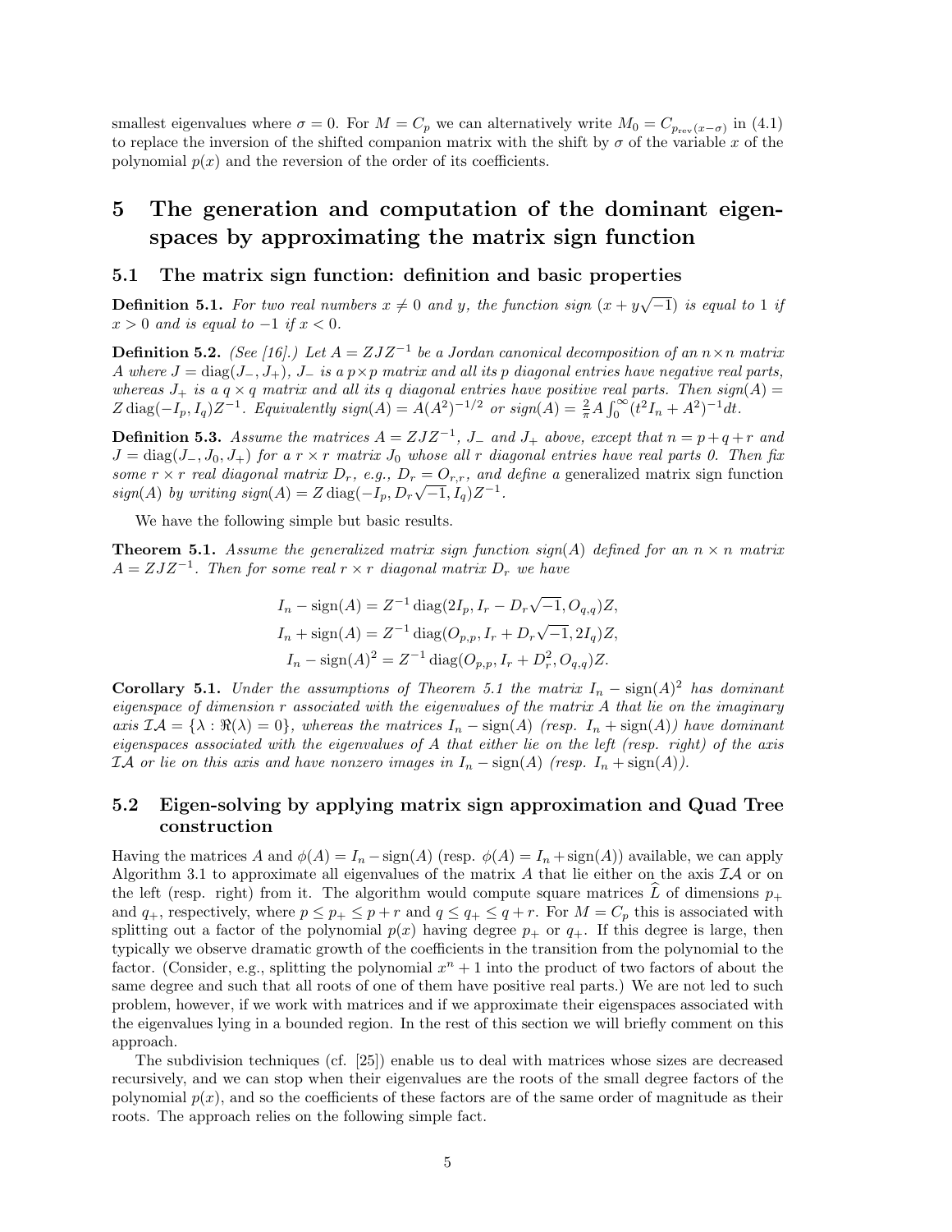smallest eigenvalues where $\sigma = 0$. For $M = C_p$ we can alternatively write $M_0 = C_{p_{\text{rev}}(x-\sigma)}$ in (4.1) to replace the inversion of the shifted companion matrix with the shift by $\sigma$ of the variable $x$ of the polynomial $p(x)$ and the reversion of the order of its coefficients.

# 5 The generation and computation of the dominant eigenspaces by approximating the matrix sign function

## 5.1 The matrix sign function: definition and basic properties

**Definition 5.1.** *For two real numbers $x \neq 0$ and $y$, the function sign $(x + y\sqrt{-1})$ is equal to 1 if $x > 0$ and is equal to $-1$ if $x < 0$.*

**Definition 5.2.** *(See [16].) Let $A = ZJZ^{-1}$ be a Jordan canonical decomposition of an $n \times n$ matrix $A$ where $J = \operatorname{diag}(J_-, J_+)$, $J_-$ is a $p \times p$ matrix and all its $p$ diagonal entries have negative real parts, whereas $J_+$ is a $q \times q$ matrix and all its $q$ diagonal entries have positive real parts. Then $sign(A) = Z \operatorname{diag}(-I_p, I_q)Z^{-1}$. Equivalently $sign(A) = A(A^2)^{-1/2}$ or $sign(A) = \frac{2}{\pi} A \int_0^\infty (t^2 I_n + A^2)^{-1} dt$.*

**Definition 5.3.** *Assume the matrices $A = ZJZ^{-1}$, $J_-$ and $J_+$ above, except that $n = p + q + r$ and $J = \operatorname{diag}(J_-, J_0, J_+)$ for a $r \times r$ matrix $J_0$ whose all $r$ diagonal entries have real parts 0. Then fix some $r \times r$ real diagonal matrix $D_r$, e.g., $D_r = O_{r,r}$, and define a* generalized matrix sign function *$sign(A)$ by writing $sign(A) = Z \operatorname{diag}(-I_p, D_r\sqrt{-1}, I_q)Z^{-1}$.*

We have the following simple but basic results.

**Theorem 5.1.** *Assume the generalized matrix sign function $sign(A)$ defined for an $n \times n$ matrix $A = ZJZ^{-1}$. Then for some real $r \times r$ diagonal matrix $D_r$ we have*

$$I_n - \operatorname{sign}(A) = Z^{-1} \operatorname{diag}(2I_p, I_r - D_r\sqrt{-1}, O_{q,q})Z,$$
$$I_n + \operatorname{sign}(A) = Z^{-1} \operatorname{diag}(O_{p,p}, I_r + D_r\sqrt{-1}, 2I_q)Z,$$
$$I_n - \operatorname{sign}(A)^2 = Z^{-1} \operatorname{diag}(O_{p,p}, I_r + D_r^2, O_{q,q})Z.$$

**Corollary 5.1.** *Under the assumptions of Theorem 5.1 the matrix $I_n - \operatorname{sign}(A)^2$ has dominant eigenspace of dimension $r$ associated with the eigenvalues of the matrix $A$ that lie on the imaginary axis $\mathcal{IA} = \{\lambda : \Re(\lambda) = 0\}$, whereas the matrices $I_n - \operatorname{sign}(A)$ (resp. $I_n + \operatorname{sign}(A)$) have dominant eigenspaces associated with the eigenvalues of $A$ that either lie on the left (resp. right) of the axis $\mathcal{IA}$ or lie on this axis and have nonzero images in $I_n - \operatorname{sign}(A)$ (resp. $I_n + \operatorname{sign}(A)$).*

## 5.2 Eigen-solving by applying matrix sign approximation and Quad Tree construction

Having the matrices $A$ and $\phi(A) = I_n - \operatorname{sign}(A)$ (resp. $\phi(A) = I_n + \operatorname{sign}(A)$) available, we can apply Algorithm 3.1 to approximate all eigenvalues of the matrix $A$ that lie either on the axis $\mathcal{IA}$ or on the left (resp. right) from it. The algorithm would compute square matrices $\widehat{L}$ of dimensions $p_+$ and $q_+$, respectively, where $p \leq p_+ \leq p + r$ and $q \leq q_+ \leq q + r$. For $M = C_p$ this is associated with splitting out a factor of the polynomial $p(x)$ having degree $p_+$ or $q_+$. If this degree is large, then typically we observe dramatic growth of the coefficients in the transition from the polynomial to the factor. (Consider, e.g., splitting the polynomial $x^n + 1$ into the product of two factors of about the same degree and such that all roots of one of them have positive real parts.) We are not led to such problem, however, if we work with matrices and if we approximate their eigenspaces associated with the eigenvalues lying in a bounded region. In the rest of this section we will briefly comment on this approach.

The subdivision techniques (cf. [25]) enable us to deal with matrices whose sizes are decreased recursively, and we can stop when their eigenvalues are the roots of the small degree factors of the polynomial $p(x)$, and so the coefficients of these factors are of the same order of magnitude as their roots. The approach relies on the following simple fact.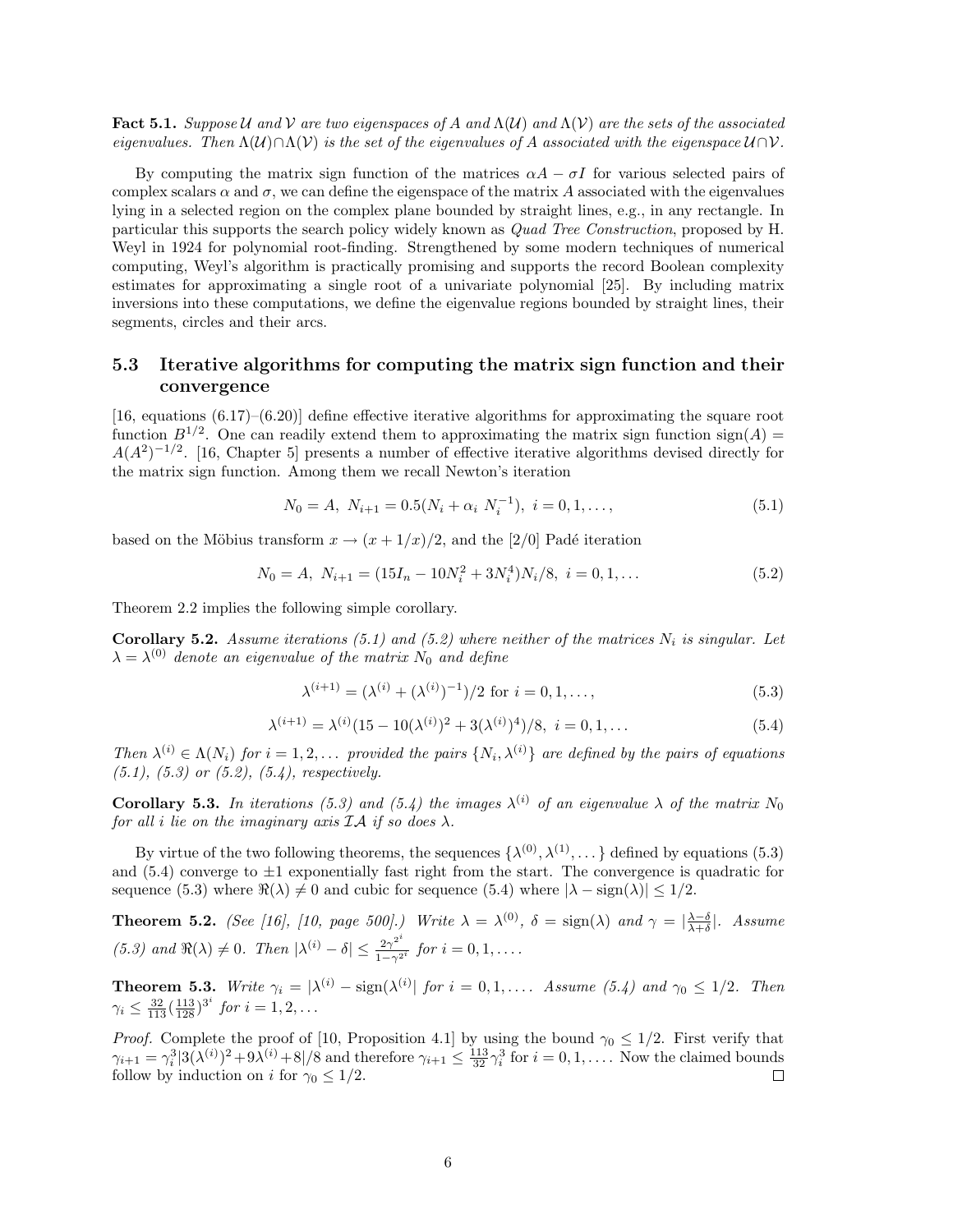**Fact 5.1.** *Suppose $\mathcal{U}$ and $\mathcal{V}$ are two eigenspaces of $A$ and $\Lambda(\mathcal{U})$ and $\Lambda(\mathcal{V})$ are the sets of the associated eigenvalues. Then $\Lambda(\mathcal{U}) \cap \Lambda(\mathcal{V})$ is the set of the eigenvalues of $A$ associated with the eigenspace $\mathcal{U} \cap \mathcal{V}$.*

By computing the matrix sign function of the matrices $\alpha A - \sigma I$ for various selected pairs of complex scalars $\alpha$ and $\sigma$, we can define the eigenspace of the matrix $A$ associated with the eigenvalues lying in a selected region on the complex plane bounded by straight lines, e.g., in any rectangle. In particular this supports the search policy widely known as *Quad Tree Construction*, proposed by H. Weyl in 1924 for polynomial root-finding. Strengthened by some modern techniques of numerical computing, Weyl's algorithm is practically promising and supports the record Boolean complexity estimates for approximating a single root of a univariate polynomial [25]. By including matrix inversions into these computations, we define the eigenvalue regions bounded by straight lines, their segments, circles and their arcs.

### 5.3 Iterative algorithms for computing the matrix sign function and their convergence

[16, equations (6.17)–(6.20)] define effective iterative algorithms for approximating the square root function $B^{1/2}$. One can readily extend them to approximating the matrix sign function $\text{sign}(A) = A(A^2)^{-1/2}$. [16, Chapter 5] presents a number of effective iterative algorithms devised directly for the matrix sign function. Among them we recall Newton's iteration

$$N_0 = A,\ N_{i+1} = 0.5(N_i + \alpha_i\ N_i^{-1}),\ i = 0, 1, \dots, \tag{5.1}$$

based on the Möbius transform $x \rightarrow (x + 1/x)/2$, and the [2/0] Padé iteration

$$N_0 = A,\ N_{i+1} = (15I_n - 10N_i^2 + 3N_i^4)N_i/8,\ i = 0, 1, \dots \tag{5.2}$$

Theorem 2.2 implies the following simple corollary.

**Corollary 5.2.** *Assume iterations (5.1) and (5.2) where neither of the matrices $N_i$ is singular. Let $\lambda = \lambda^{(0)}$ denote an eigenvalue of the matrix $N_0$ and define*

$$\lambda^{(i+1)} = (\lambda^{(i)} + (\lambda^{(i)})^{-1})/2 \text{ for } i = 0, 1, \dots, \tag{5.3}$$

$$\lambda^{(i+1)} = \lambda^{(i)}(15 - 10(\lambda^{(i)})^2 + 3(\lambda^{(i)})^4)/8,\ i = 0, 1, \dots \tag{5.4}$$

*Then $\lambda^{(i)} \in \Lambda(N_i)$ for $i = 1, 2, \dots$ provided the pairs $\{N_i, \lambda^{(i)}\}$ are defined by the pairs of equations (5.1), (5.3) or (5.2), (5.4), respectively.*

**Corollary 5.3.** *In iterations (5.3) and (5.4) the images $\lambda^{(i)}$ of an eigenvalue $\lambda$ of the matrix $N_0$ for all $i$ lie on the imaginary axis $\mathcal{IA}$ if so does $\lambda$.*

By virtue of the two following theorems, the sequences $\{\lambda^{(0)}, \lambda^{(1)}, \dots\}$ defined by equations (5.3) and (5.4) converge to $\pm 1$ exponentially fast right from the start. The convergence is quadratic for sequence (5.3) where $\Re(\lambda) \neq 0$ and cubic for sequence (5.4) where $|\lambda - \text{sign}(\lambda)| \leq 1/2$.

**Theorem 5.2.** *(See [16], [10, page 500].) Write $\lambda = \lambda^{(0)}$, $\delta = \text{sign}(\lambda)$ and $\gamma = |\frac{\lambda - \delta}{\lambda + \delta}|$. Assume (5.3) and $\Re(\lambda) \neq 0$. Then $|\lambda^{(i)} - \delta| \leq \frac{2\gamma^{2^i}}{1 - \gamma^{2^i}}$ for $i = 0, 1, \dots$.*

**Theorem 5.3.** *Write $\gamma_i = |\lambda^{(i)} - \text{sign}(\lambda^{(i)})|$ for $i = 0, 1, \dots$. Assume (5.4) and $\gamma_0 \leq 1/2$. Then $\gamma_i \leq \frac{32}{113}(\frac{113}{128})^{3^i}$ for $i = 1, 2, \dots$*

*Proof.* Complete the proof of [10, Proposition 4.1] by using the bound $\gamma_0 \leq 1/2$. First verify that $\gamma_{i+1} = \gamma_i^3 |3(\lambda^{(i)})^2 + 9\lambda^{(i)} + 8|/8$ and therefore $\gamma_{i+1} \leq \frac{113}{32}\gamma_i^3$ for $i = 0, 1, \dots$. Now the claimed bounds follow by induction on $i$ for $\gamma_0 \leq 1/2$. $\square$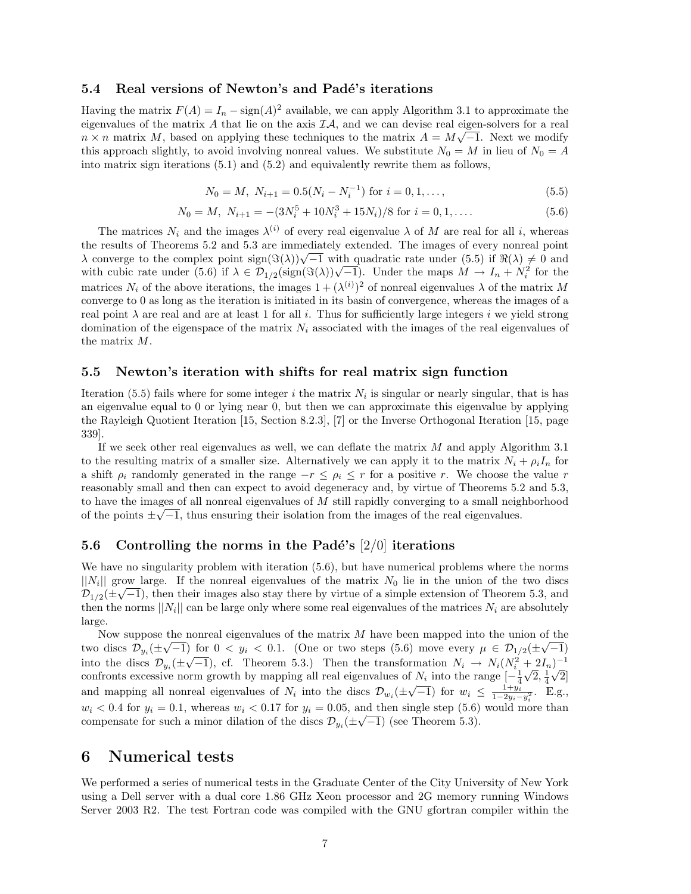### 5.4 Real versions of Newton's and Padé's iterations

Having the matrix $F(A) = I_n - \text{sign}(A)^2$ available, we can apply Algorithm 3.1 to approximate the eigenvalues of the matrix $A$ that lie on the axis $\mathcal{IA}$, and we can devise real eigen-solvers for a real $n \times n$ matrix $M$, based on applying these techniques to the matrix $A = M\sqrt{-1}$. Next we modify this approach slightly, to avoid involving nonreal values. We substitute $N_0 = M$ in lieu of $N_0 = A$ into matrix sign iterations (5.1) and (5.2) and equivalently rewrite them as follows,

$$N_0 = M,\ N_{i+1} = 0.5(N_i - N_i^{-1}) \text{ for } i = 0, 1, \ldots, \tag{5.5}$$

$$N_0 = M,\ N_{i+1} = -(3N_i^5 + 10N_i^3 + 15N_i)/8 \text{ for } i = 0, 1, \ldots. \tag{5.6}$$

The matrices $N_i$ and the images $\lambda^{(i)}$ of every real eigenvalue $\lambda$ of $M$ are real for all $i$, whereas the results of Theorems 5.2 and 5.3 are immediately extended. The images of every nonreal point $\lambda$ converge to the complex point $\text{sign}(\Im(\lambda))\sqrt{-1}$ with quadratic rate under (5.5) if $\Re(\lambda) \neq 0$ and with cubic rate under (5.6) if $\lambda \in \mathcal{D}_{1/2}(\text{sign}(\Im(\lambda))\sqrt{-1})$. Under the maps $M \rightarrow I_n + N_i^2$ for the matrices $N_i$ of the above iterations, the images $1 + (\lambda^{(i)})^2$ of nonreal eigenvalues $\lambda$ of the matrix $M$ converge to 0 as long as the iteration is initiated in its basin of convergence, whereas the images of a real point $\lambda$ are real and are at least 1 for all $i$. Thus for sufficiently large integers $i$ we yield strong domination of the eigenspace of the matrix $N_i$ associated with the images of the real eigenvalues of the matrix $M$.

### 5.5 Newton's iteration with shifts for real matrix sign function

Iteration (5.5) fails where for some integer $i$ the matrix $N_i$ is singular or nearly singular, that is has an eigenvalue equal to 0 or lying near 0, but then we can approximate this eigenvalue by applying the Rayleigh Quotient Iteration [15, Section 8.2.3], [7] or the Inverse Orthogonal Iteration [15, page 339].

If we seek other real eigenvalues as well, we can deflate the matrix $M$ and apply Algorithm 3.1 to the resulting matrix of a smaller size. Alternatively we can apply it to the matrix $N_i + \rho_i I_n$ for a shift $\rho_i$ randomly generated in the range $-r \leq \rho_i \leq r$ for a positive $r$. We choose the value $r$ reasonably small and then can expect to avoid degeneracy and, by virtue of Theorems 5.2 and 5.3, to have the images of all nonreal eigenvalues of $M$ still rapidly converging to a small neighborhood of the points $\pm\sqrt{-1}$, thus ensuring their isolation from the images of the real eigenvalues.

### 5.6 Controlling the norms in the Padé's [2/0] iterations

We have no singularity problem with iteration (5.6), but have numerical problems where the norms $||N_i||$ grow large. If the nonreal eigenvalues of the matrix $N_0$ lie in the union of the two discs $\mathcal{D}_{1/2}(\pm\sqrt{-1})$, then their images also stay there by virtue of a simple extension of Theorem 5.3, and then the norms $||N_i||$ can be large only where some real eigenvalues of the matrices $N_i$ are absolutely large.

Now suppose the nonreal eigenvalues of the matrix $M$ have been mapped into the union of the two discs $\mathcal{D}_{y_i}(\pm\sqrt{-1})$ for $0 < y_i < 0.1$. (One or two steps (5.6) move every $\mu \in \mathcal{D}_{1/2}(\pm\sqrt{-1})$ into the discs $\mathcal{D}_{y_i}(\pm\sqrt{-1})$, cf. Theorem 5.3.) Then the transformation $N_i \rightarrow N_i(N_i^2 + 2I_n)^{-1}$ confronts excessive norm growth by mapping all real eigenvalues of $N_i$ into the range $[-\frac{1}{4}\sqrt{2}, \frac{1}{4}\sqrt{2}]$ and mapping all nonreal eigenvalues of $N_i$ into the discs $\mathcal{D}_{w_i}(\pm\sqrt{-1})$ for $w_i \leq \frac{1+y_i}{1-2y_i-y_i^2}$. E.g., $w_i < 0.4$ for $y_i = 0.1$, whereas $w_i < 0.17$ for $y_i = 0.05$, and then single step (5.6) would more than compensate for such a minor dilation of the discs $\mathcal{D}_{y_i}(\pm\sqrt{-1})$ (see Theorem 5.3).

## 6 Numerical tests

We performed a series of numerical tests in the Graduate Center of the City University of New York using a Dell server with a dual core 1.86 GHz Xeon processor and 2G memory running Windows Server 2003 R2. The test Fortran code was compiled with the GNU gfortran compiler within the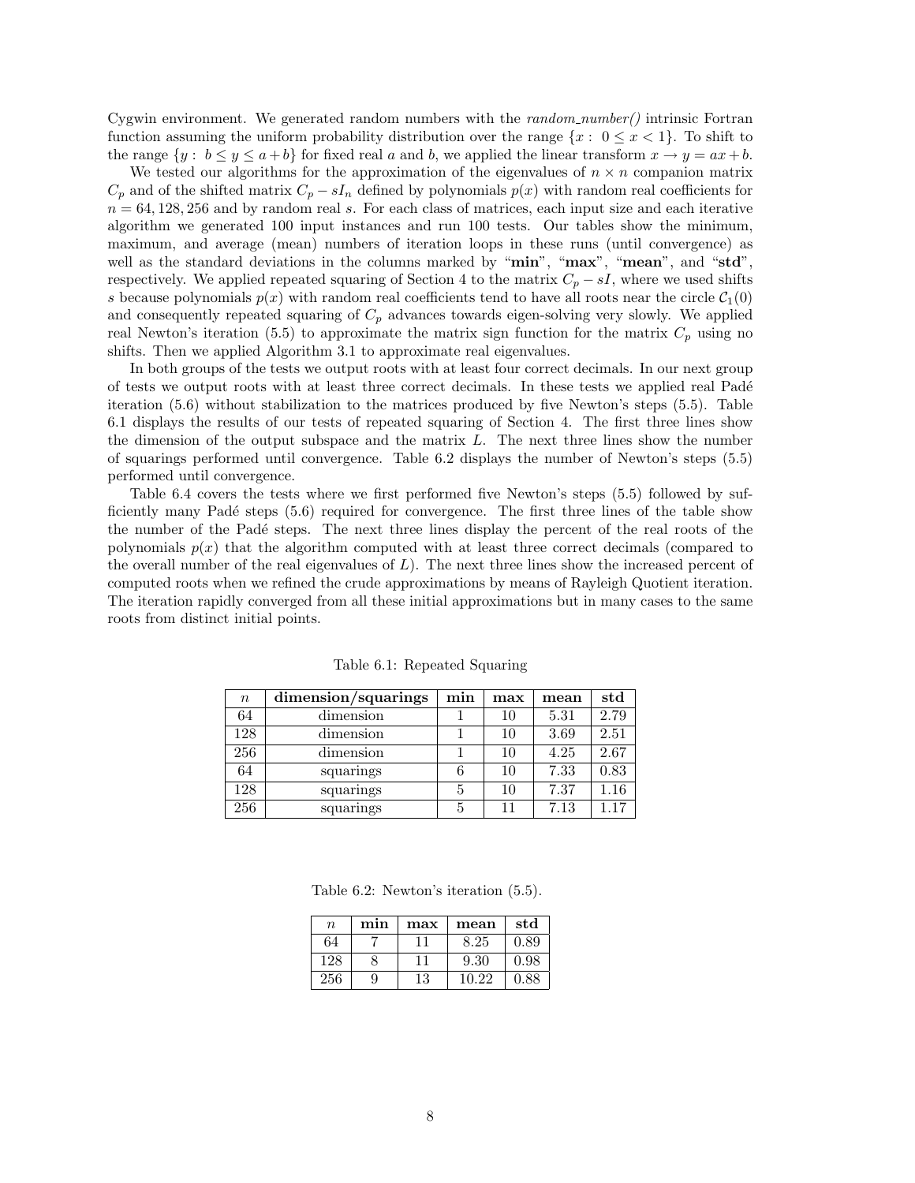Cygwin environment. We generated random numbers with the *random_number()* intrinsic Fortran function assuming the uniform probability distribution over the range $\{x: 0 \le x < 1\}$. To shift to the range $\{y: b \le y \le a+b\}$ for fixed real $a$ and $b$, we applied the linear transform $x \to y = ax + b$.

We tested our algorithms for the approximation of the eigenvalues of $n \times n$ companion matrix $C_p$ and of the shifted matrix $C_p - sI_n$ defined by polynomials $p(x)$ with random real coefficients for $n = 64, 128, 256$ and by random real $s$. For each class of matrices, each input size and each iterative algorithm we generated 100 input instances and run 100 tests. Our tables show the minimum, maximum, and average (mean) numbers of iteration loops in these runs (until convergence) as well as the standard deviations in the columns marked by "**min**", "**max**", "**mean**", and "**std**", respectively. We applied repeated squaring of Section 4 to the matrix $C_p - sI$, where we used shifts $s$ because polynomials $p(x)$ with random real coefficients tend to have all roots near the circle $\mathcal{C}_1(0)$ and consequently repeated squaring of $C_p$ advances towards eigen-solving very slowly. We applied real Newton's iteration (5.5) to approximate the matrix sign function for the matrix $C_p$ using no shifts. Then we applied Algorithm 3.1 to approximate real eigenvalues.

In both groups of the tests we output roots with at least four correct decimals. In our next group of tests we output roots with at least three correct decimals. In these tests we applied real Padé iteration (5.6) without stabilization to the matrices produced by five Newton's steps (5.5). Table 6.1 displays the results of our tests of repeated squaring of Section 4. The first three lines show the dimension of the output subspace and the matrix $L$. The next three lines show the number of squarings performed until convergence. Table 6.2 displays the number of Newton's steps (5.5) performed until convergence.

Table 6.4 covers the tests where we first performed five Newton's steps (5.5) followed by sufficiently many Padé steps (5.6) required for convergence. The first three lines of the table show the number of the Padé steps. The next three lines display the percent of the real roots of the polynomials $p(x)$ that the algorithm computed with at least three correct decimals (compared to the overall number of the real eigenvalues of $L$). The next three lines show the increased percent of computed roots when we refined the crude approximations by means of Rayleigh Quotient iteration. The iteration rapidly converged from all these initial approximations but in many cases to the same roots from distinct initial points.

Table 6.1: Repeated Squaring

| $n$ | **dimension/squarings** | **min** | **max** | **mean** | **std** |
|---|---|---|---|---|---|
| 64 | dimension | 1 | 10 | 5.31 | 2.79 |
| 128 | dimension | 1 | 10 | 3.69 | 2.51 |
| 256 | dimension | 1 | 10 | 4.25 | 2.67 |
| 64 | squarings | 6 | 10 | 7.33 | 0.83 |
| 128 | squarings | 5 | 10 | 7.37 | 1.16 |
| 256 | squarings | 5 | 11 | 7.13 | 1.17 |

Table 6.2: Newton's iteration (5.5).

| $n$ | **min** | **max** | **mean** | **std** |
|---|---|---|---|---|
| 64 | 7 | 11 | 8.25 | 0.89 |
| 128 | 8 | 11 | 9.30 | 0.98 |
| 256 | 9 | 13 | 10.22 | 0.88 |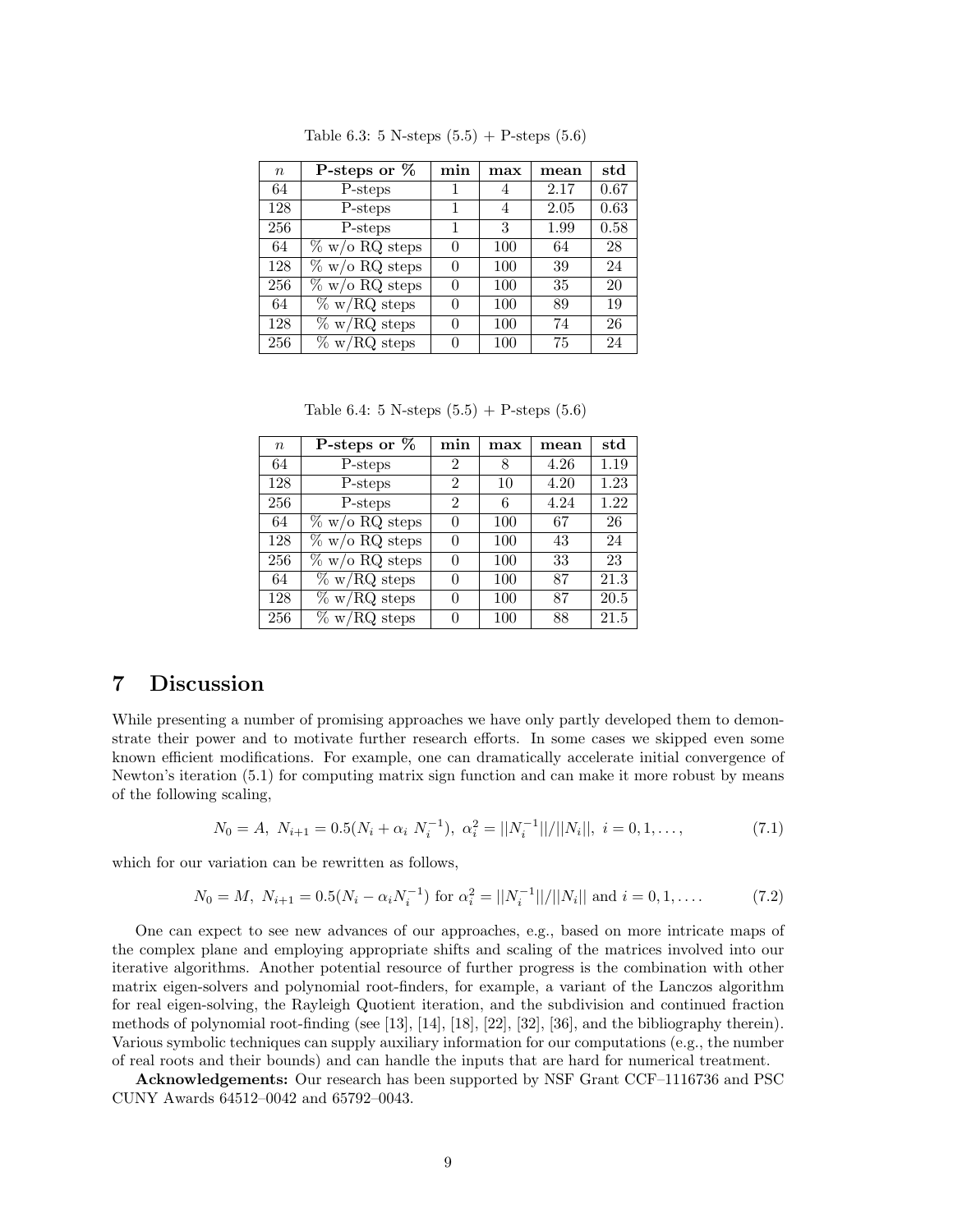Table 6.3: 5 N-steps (5.5) + P-steps (5.6)

| $n$ | P-steps or % | min | max | mean | std |
|---|---|---|---|---|---|
| 64 | P-steps | 1 | 4 | 2.17 | 0.67 |
| 128 | P-steps | 1 | 4 | 2.05 | 0.63 |
| 256 | P-steps | 1 | 3 | 1.99 | 0.58 |
| 64 | % w/o RQ steps | 0 | 100 | 64 | 28 |
| 128 | % w/o RQ steps | 0 | 100 | 39 | 24 |
| 256 | % w/o RQ steps | 0 | 100 | 35 | 20 |
| 64 | % w/RQ steps | 0 | 100 | 89 | 19 |
| 128 | % w/RQ steps | 0 | 100 | 74 | 26 |
| 256 | % w/RQ steps | 0 | 100 | 75 | 24 |

Table 6.4: 5 N-steps (5.5) + P-steps (5.6)

| $n$ | P-steps or % | min | max | mean | std |
|---|---|---|---|---|---|
| 64 | P-steps | 2 | 8 | 4.26 | 1.19 |
| 128 | P-steps | 2 | 10 | 4.20 | 1.23 |
| 256 | P-steps | 2 | 6 | 4.24 | 1.22 |
| 64 | % w/o RQ steps | 0 | 100 | 67 | 26 |
| 128 | % w/o RQ steps | 0 | 100 | 43 | 24 |
| 256 | % w/o RQ steps | 0 | 100 | 33 | 23 |
| 64 | % w/RQ steps | 0 | 100 | 87 | 21.3 |
| 128 | % w/RQ steps | 0 | 100 | 87 | 20.5 |
| 256 | % w/RQ steps | 0 | 100 | 88 | 21.5 |

# 7 Discussion

While presenting a number of promising approaches we have only partly developed them to demonstrate their power and to motivate further research efforts. In some cases we skipped even some known efficient modifications. For example, one can dramatically accelerate initial convergence of Newton's iteration (5.1) for computing matrix sign function and can make it more robust by means of the following scaling,

$$N_0 = A,\ N_{i+1} = 0.5(N_i + \alpha_i\ N_i^{-1}),\ \alpha_i^2 = ||N_i^{-1}||/||N_i||,\ i = 0, 1, \dots, \tag{7.1}$$

which for our variation can be rewritten as follows,

$$N_0 = M,\ N_{i+1} = 0.5(N_i - \alpha_i N_i^{-1}) \text{ for } \alpha_i^2 = ||N_i^{-1}||/||N_i|| \text{ and } i = 0, 1, \dots. \tag{7.2}$$

One can expect to see new advances of our approaches, e.g., based on more intricate maps of the complex plane and employing appropriate shifts and scaling of the matrices involved into our iterative algorithms. Another potential resource of further progress is the combination with other matrix eigen-solvers and polynomial root-finders, for example, a variant of the Lanczos algorithm for real eigen-solving, the Rayleigh Quotient iteration, and the subdivision and continued fraction methods of polynomial root-finding (see [13], [14], [18], [22], [32], [36], and the bibliography therein). Various symbolic techniques can supply auxiliary information for our computations (e.g., the number of real roots and their bounds) and can handle the inputs that are hard for numerical treatment.

**Acknowledgements:** Our research has been supported by NSF Grant CCF–1116736 and PSC CUNY Awards 64512–0042 and 65792–0043.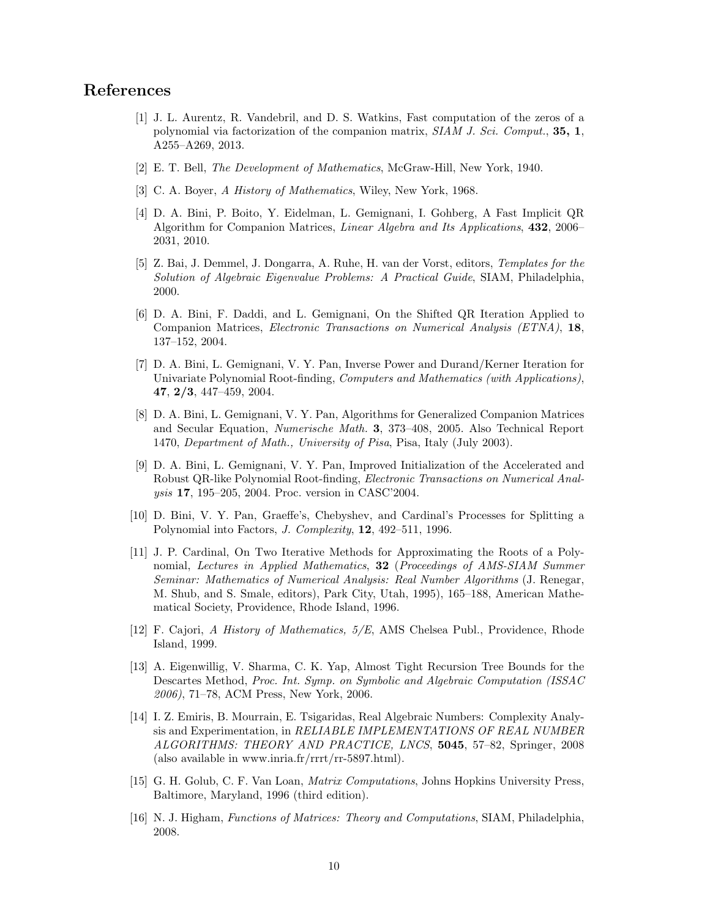## References

[1] J. L. Aurentz, R. Vandebril, and D. S. Watkins, Fast computation of the zeros of a polynomial via factorization of the companion matrix, *SIAM J. Sci. Comput.*, **35, 1**, A255–A269, 2013.

[2] E. T. Bell, *The Development of Mathematics*, McGraw-Hill, New York, 1940.

[3] C. A. Boyer, *A History of Mathematics*, Wiley, New York, 1968.

[4] D. A. Bini, P. Boito, Y. Eidelman, L. Gemignani, I. Gohberg, A Fast Implicit QR Algorithm for Companion Matrices, *Linear Algebra and Its Applications*, **432**, 2006–2031, 2010.

[5] Z. Bai, J. Demmel, J. Dongarra, A. Ruhe, H. van der Vorst, editors, *Templates for the Solution of Algebraic Eigenvalue Problems: A Practical Guide*, SIAM, Philadelphia, 2000.

[6] D. A. Bini, F. Daddi, and L. Gemignani, On the Shifted QR Iteration Applied to Companion Matrices, *Electronic Transactions on Numerical Analysis (ETNA)*, **18**, 137–152, 2004.

[7] D. A. Bini, L. Gemignani, V. Y. Pan, Inverse Power and Durand/Kerner Iteration for Univariate Polynomial Root-finding, *Computers and Mathematics (with Applications)*, **47**, **2/3**, 447–459, 2004.

[8] D. A. Bini, L. Gemignani, V. Y. Pan, Algorithms for Generalized Companion Matrices and Secular Equation, *Numerische Math.* **3**, 373–408, 2005. Also Technical Report 1470, *Department of Math., University of Pisa*, Pisa, Italy (July 2003).

[9] D. A. Bini, L. Gemignani, V. Y. Pan, Improved Initialization of the Accelerated and Robust QR-like Polynomial Root-finding, *Electronic Transactions on Numerical Analysis* **17**, 195–205, 2004. Proc. version in CASC'2004.

[10] D. Bini, V. Y. Pan, Graeffe's, Chebyshev, and Cardinal's Processes for Splitting a Polynomial into Factors, *J. Complexity*, **12**, 492–511, 1996.

[11] J. P. Cardinal, On Two Iterative Methods for Approximating the Roots of a Polynomial, *Lectures in Applied Mathematics*, **32** (*Proceedings of AMS-SIAM Summer Seminar: Mathematics of Numerical Analysis: Real Number Algorithms* (J. Renegar, M. Shub, and S. Smale, editors), Park City, Utah, 1995), 165–188, American Mathematical Society, Providence, Rhode Island, 1996.

[12] F. Cajori, *A History of Mathematics, 5/E*, AMS Chelsea Publ., Providence, Rhode Island, 1999.

[13] A. Eigenwillig, V. Sharma, C. K. Yap, Almost Tight Recursion Tree Bounds for the Descartes Method, *Proc. Int. Symp. on Symbolic and Algebraic Computation (ISSAC 2006)*, 71–78, ACM Press, New York, 2006.

[14] I. Z. Emiris, B. Mourrain, E. Tsigaridas, Real Algebraic Numbers: Complexity Analysis and Experimentation, in *RELIABLE IMPLEMENTATIONS OF REAL NUMBER ALGORITHMS: THEORY AND PRACTICE, LNCS*, **5045**, 57–82, Springer, 2008 (also available in www.inria.fr/rrrt/rr-5897.html).

[15] G. H. Golub, C. F. Van Loan, *Matrix Computations*, Johns Hopkins University Press, Baltimore, Maryland, 1996 (third edition).

[16] N. J. Higham, *Functions of Matrices: Theory and Computations*, SIAM, Philadelphia, 2008.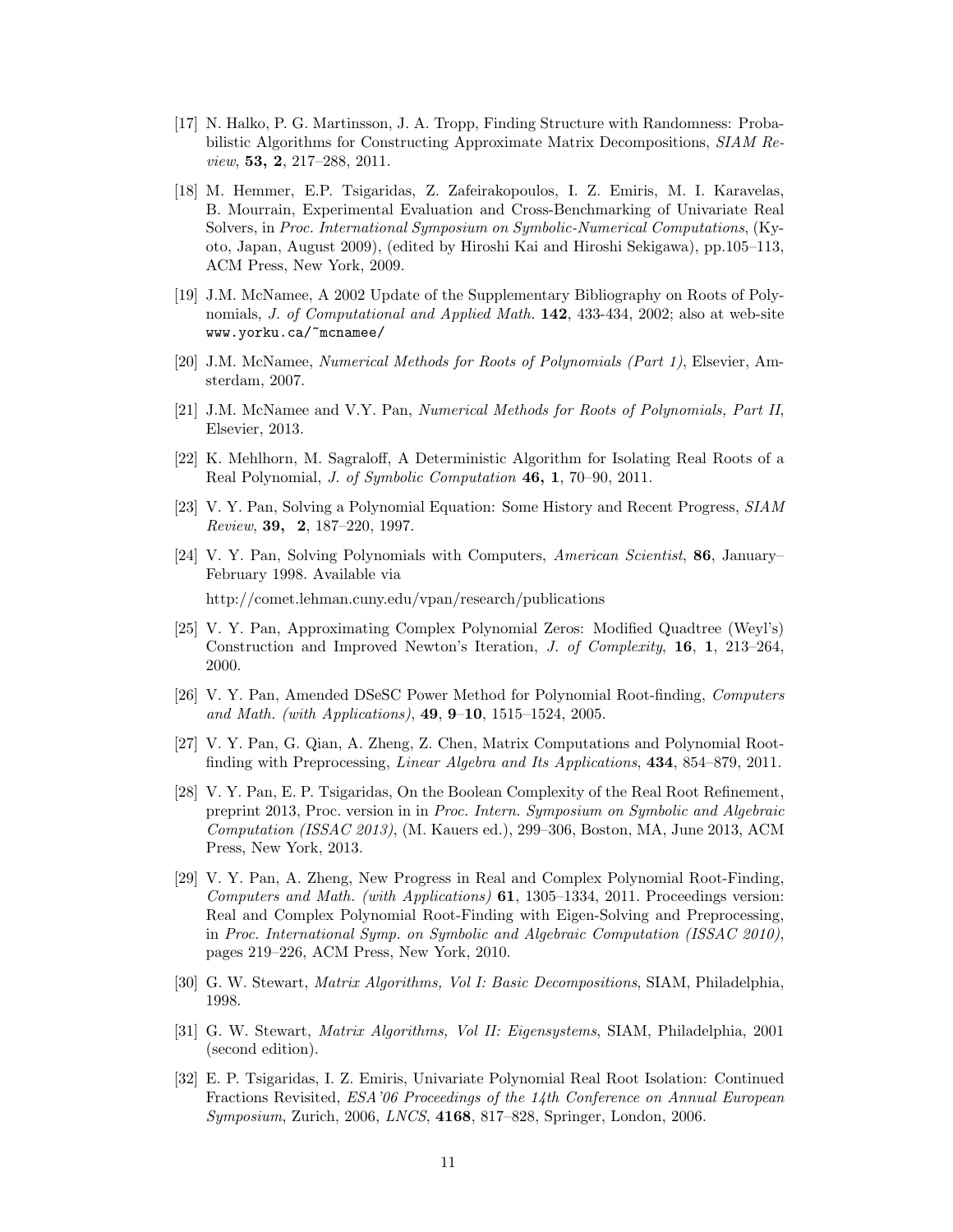[17] N. Halko, P. G. Martinsson, J. A. Tropp, Finding Structure with Randomness: Probabilistic Algorithms for Constructing Approximate Matrix Decompositions, *SIAM Review*, **53, 2**, 217–288, 2011.

[18] M. Hemmer, E.P. Tsigaridas, Z. Zafeirakopoulos, I. Z. Emiris, M. I. Karavelas, B. Mourrain, Experimental Evaluation and Cross-Benchmarking of Univariate Real Solvers, in *Proc. International Symposium on Symbolic-Numerical Computations*, (Kyoto, Japan, August 2009), (edited by Hiroshi Kai and Hiroshi Sekigawa), pp.105–113, ACM Press, New York, 2009.

[19] J.M. McNamee, A 2002 Update of the Supplementary Bibliography on Roots of Polynomials, *J. of Computational and Applied Math.* **142**, 433-434, 2002; also at web-site `www.yorku.ca/~mcnamee/`

[20] J.M. McNamee, *Numerical Methods for Roots of Polynomials (Part 1)*, Elsevier, Amsterdam, 2007.

[21] J.M. McNamee and V.Y. Pan, *Numerical Methods for Roots of Polynomials, Part II*, Elsevier, 2013.

[22] K. Mehlhorn, M. Sagraloff, A Deterministic Algorithm for Isolating Real Roots of a Real Polynomial, *J. of Symbolic Computation* **46, 1**, 70–90, 2011.

[23] V. Y. Pan, Solving a Polynomial Equation: Some History and Recent Progress, *SIAM Review*, **39, 2**, 187–220, 1997.

[24] V. Y. Pan, Solving Polynomials with Computers, *American Scientist*, **86**, January–February 1998. Available via

http://comet.lehman.cuny.edu/vpan/research/publications

[25] V. Y. Pan, Approximating Complex Polynomial Zeros: Modified Quadtree (Weyl's) Construction and Improved Newton's Iteration, *J. of Complexity*, **16**, **1**, 213–264, 2000.

[26] V. Y. Pan, Amended DSeSC Power Method for Polynomial Root-finding, *Computers and Math. (with Applications)*, **49**, **9–10**, 1515–1524, 2005.

[27] V. Y. Pan, G. Qian, A. Zheng, Z. Chen, Matrix Computations and Polynomial Root-finding with Preprocessing, *Linear Algebra and Its Applications*, **434**, 854–879, 2011.

[28] V. Y. Pan, E. P. Tsigaridas, On the Boolean Complexity of the Real Root Refinement, preprint 2013, Proc. version in in *Proc. Intern. Symposium on Symbolic and Algebraic Computation (ISSAC 2013)*, (M. Kauers ed.), 299–306, Boston, MA, June 2013, ACM Press, New York, 2013.

[29] V. Y. Pan, A. Zheng, New Progress in Real and Complex Polynomial Root-Finding, *Computers and Math. (with Applications)* **61**, 1305–1334, 2011. Proceedings version: Real and Complex Polynomial Root-Finding with Eigen-Solving and Preprocessing, in *Proc. International Symp. on Symbolic and Algebraic Computation (ISSAC 2010)*, pages 219–226, ACM Press, New York, 2010.

[30] G. W. Stewart, *Matrix Algorithms, Vol I: Basic Decompositions*, SIAM, Philadelphia, 1998.

[31] G. W. Stewart, *Matrix Algorithms, Vol II: Eigensystems*, SIAM, Philadelphia, 2001 (second edition).

[32] E. P. Tsigaridas, I. Z. Emiris, Univariate Polynomial Real Root Isolation: Continued Fractions Revisited, *ESA'06 Proceedings of the 14th Conference on Annual European Symposium*, Zurich, 2006, *LNCS*, **4168**, 817–828, Springer, London, 2006.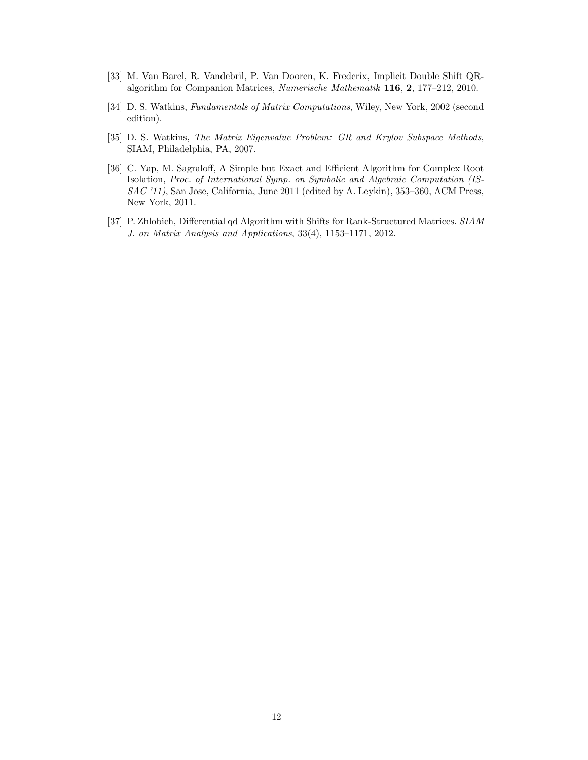[33] M. Van Barel, R. Vandebril, P. Van Dooren, K. Frederix, Implicit Double Shift QR-algorithm for Companion Matrices, *Numerische Mathematik* **116**, **2**, 177–212, 2010.

[34] D. S. Watkins, *Fundamentals of Matrix Computations*, Wiley, New York, 2002 (second edition).

[35] D. S. Watkins, *The Matrix Eigenvalue Problem: GR and Krylov Subspace Methods*, SIAM, Philadelphia, PA, 2007.

[36] C. Yap, M. Sagraloff, A Simple but Exact and Efficient Algorithm for Complex Root Isolation, *Proc. of International Symp. on Symbolic and Algebraic Computation (ISSAC '11)*, San Jose, California, June 2011 (edited by A. Leykin), 353–360, ACM Press, New York, 2011.

[37] P. Zhlobich, Differential qd Algorithm with Shifts for Rank-Structured Matrices. *SIAM J. on Matrix Analysis and Applications*, 33(4), 1153–1171, 2012.